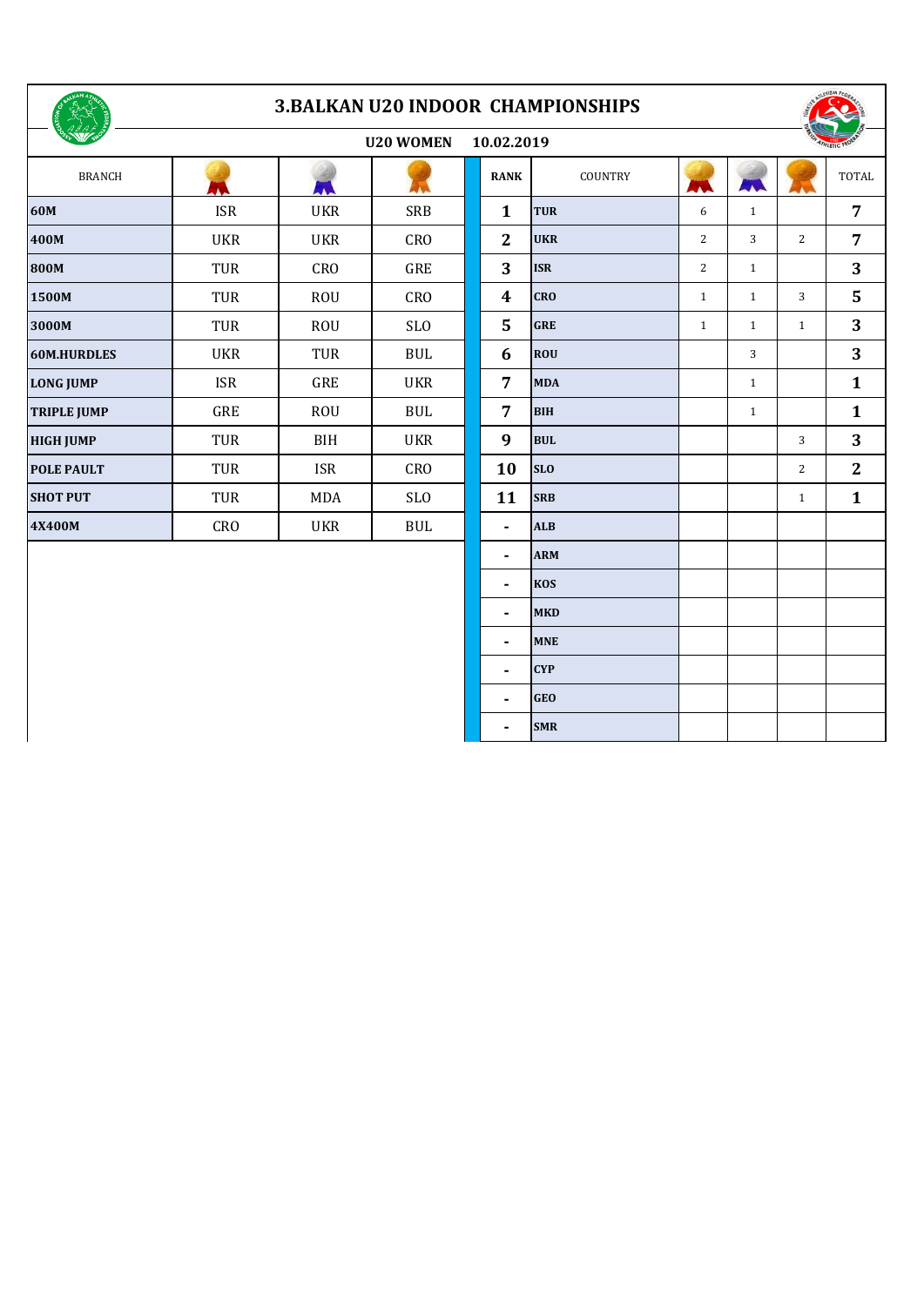# 3.BALKAN U20 INDOOR CHAMPIONSHIPS

## U20 WOMEN 10.02.2019

| BRANCH | Gold | Silver | Bronze |
|---|---|---|---|
| **60M** | ISR | UKR | SRB |
| **400M** | UKR | UKR | CRO |
| **800M** | TUR | CRO | GRE |
| **1500M** | TUR | ROU | CRO |
| **3000M** | TUR | ROU | SLO |
| **60M.HURDLES** | UKR | TUR | BUL |
| **LONG JUMP** | ISR | GRE | UKR |
| **TRIPLE JUMP** | GRE | ROU | BUL |
| **HIGH JUMP** | TUR | BIH | UKR |
| **POLE PAULT** | TUR | ISR | CRO |
| **SHOT PUT** | TUR | MDA | SLO |
| **4X400M** | CRO | UKR | BUL |

| RANK | COUNTRY | Gold | Silver | Bronze | TOTAL |
|---|---|---|---|---|---|
| **1** | **TUR** | 6 | 1 | | **7** |
| **2** | **UKR** | 2 | 3 | 2 | **7** |
| **3** | **ISR** | 2 | 1 | | **3** |
| **4** | **CRO** | 1 | 1 | 3 | **5** |
| **5** | **GRE** | 1 | 1 | 1 | **3** |
| **6** | **ROU** | | 3 | | **3** |
| **7** | **MDA** | | 1 | | **1** |
| **7** | **BIH** | | 1 | | **1** |
| **9** | **BUL** | | | 3 | **3** |
| **10** | **SLO** | | | 2 | **2** |
| **11** | **SRB** | | | 1 | **1** |
| **-** | **ALB** | | | | |
| **-** | **ARM** | | | | |
| **-** | **KOS** | | | | |
| **-** | **MKD** | | | | |
| **-** | **MNE** | | | | |
| **-** | **CYP** | | | | |
| **-** | **GEO** | | | | |
| **-** | **SMR** | | | | |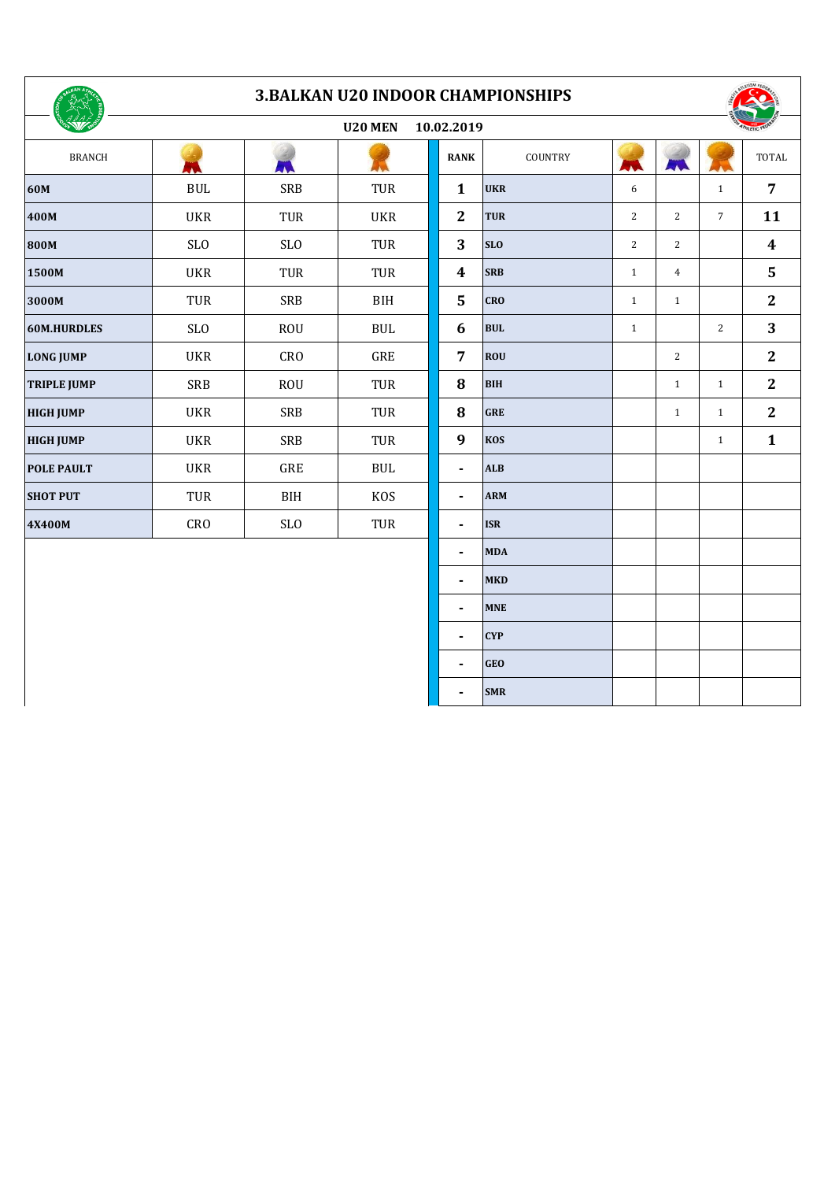# 3.BALKAN U20 INDOOR CHAMPIONSHIPS

**U20 MEN 10.02.2019**

| BRANCH | Gold | Silver | Bronze |
|---|---|---|---|
| **60M** | BUL | SRB | TUR |
| **400M** | UKR | TUR | UKR |
| **800M** | SLO | SLO | TUR |
| **1500M** | UKR | TUR | TUR |
| **3000M** | TUR | SRB | BIH |
| **60M.HURDLES** | SLO | ROU | BUL |
| **LONG JUMP** | UKR | CRO | GRE |
| **TRIPLE JUMP** | SRB | ROU | TUR |
| **HIGH JUMP** | UKR | SRB | TUR |
| **HIGH JUMP** | UKR | SRB | TUR |
| **POLE PAULT** | UKR | GRE | BUL |
| **SHOT PUT** | TUR | BIH | KOS |
| **4X400M** | CRO | SLO | TUR |

| RANK | COUNTRY | Gold | Silver | Bronze | TOTAL |
|---|---|---|---|---|---|
| **1** | **UKR** | 6 | | 1 | **7** |
| **2** | **TUR** | 2 | 2 | 7 | **11** |
| **3** | **SLO** | 2 | 2 | | **4** |
| **4** | **SRB** | 1 | 4 | | **5** |
| **5** | **CRO** | 1 | 1 | | **2** |
| **6** | **BUL** | 1 | | 2 | **3** |
| **7** | **ROU** | | 2 | | **2** |
| **8** | **BIH** | | 1 | 1 | **2** |
| **8** | **GRE** | | 1 | 1 | **2** |
| **9** | **KOS** | | | 1 | **1** |
| **-** | **ALB** | | | | |
| **-** | **ARM** | | | | |
| **-** | **ISR** | | | | |
| **-** | **MDA** | | | | |
| **-** | **MKD** | | | | |
| **-** | **MNE** | | | | |
| **-** | **CYP** | | | | |
| **-** | **GEO** | | | | |
| **-** | **SMR** | | | | |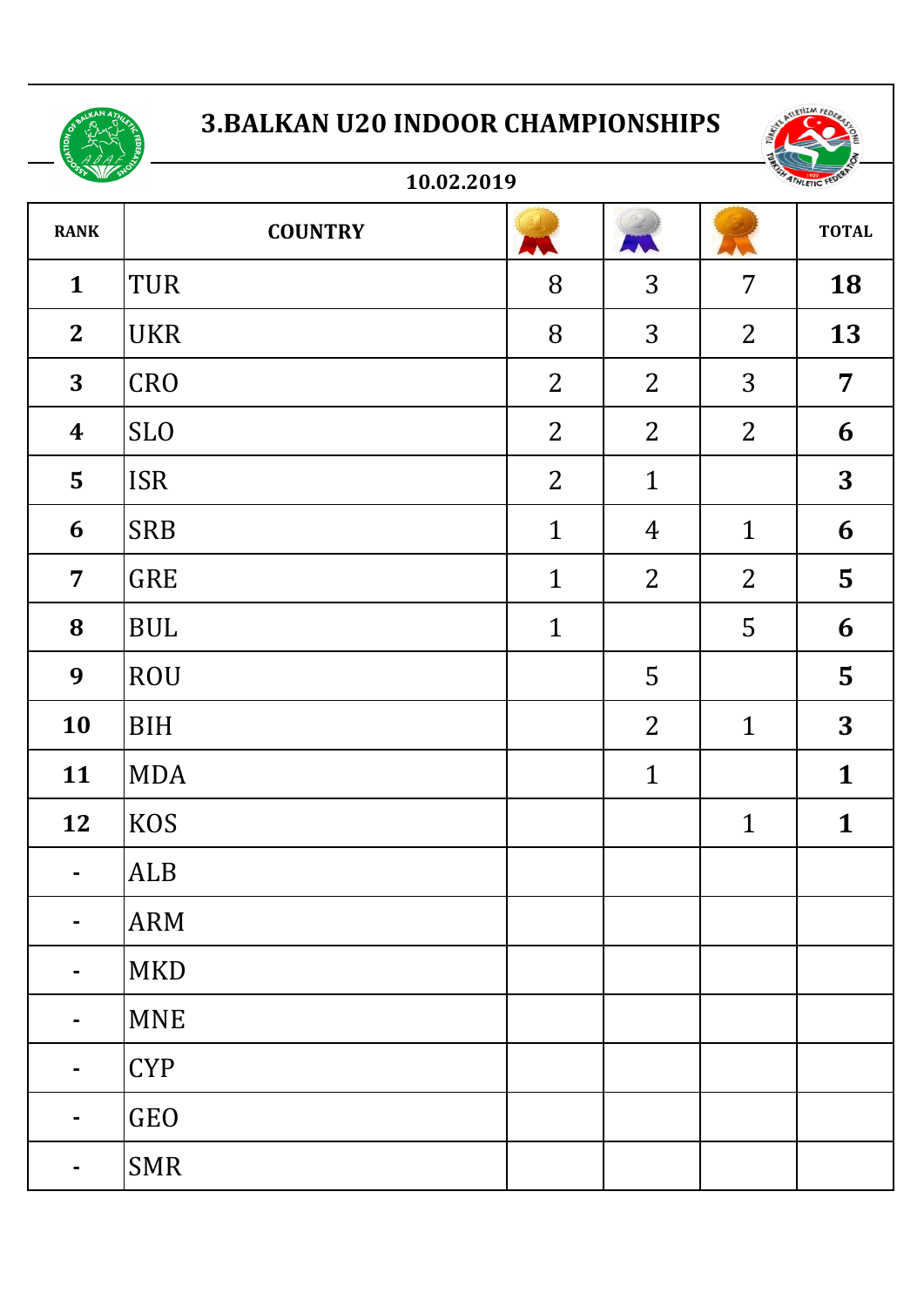# 3.BALKAN U20 INDOOR CHAMPIONSHIPS

**10.02.2019**

| RANK | COUNTRY | Gold | Silver | Bronze | TOTAL |
|---|---|---|---|---|---|
| **1** | TUR | 8 | 3 | 7 | **18** |
| **2** | UKR | 8 | 3 | 2 | **13** |
| **3** | CRO | 2 | 2 | 3 | **7** |
| **4** | SLO | 2 | 2 | 2 | **6** |
| **5** | ISR | 2 | 1 | | **3** |
| **6** | SRB | 1 | 4 | 1 | **6** |
| **7** | GRE | 1 | 2 | 2 | **5** |
| **8** | BUL | 1 | | 5 | **6** |
| **9** | ROU | | 5 | | **5** |
| **10** | BIH | | 2 | 1 | **3** |
| **11** | MDA | | 1 | | **1** |
| **12** | KOS | | | 1 | **1** |
| - | ALB | | | | |
| - | ARM | | | | |
| - | MKD | | | | |
| - | MNE | | | | |
| - | CYP | | | | |
| - | GEO | | | | |
| - | SMR | | | | |